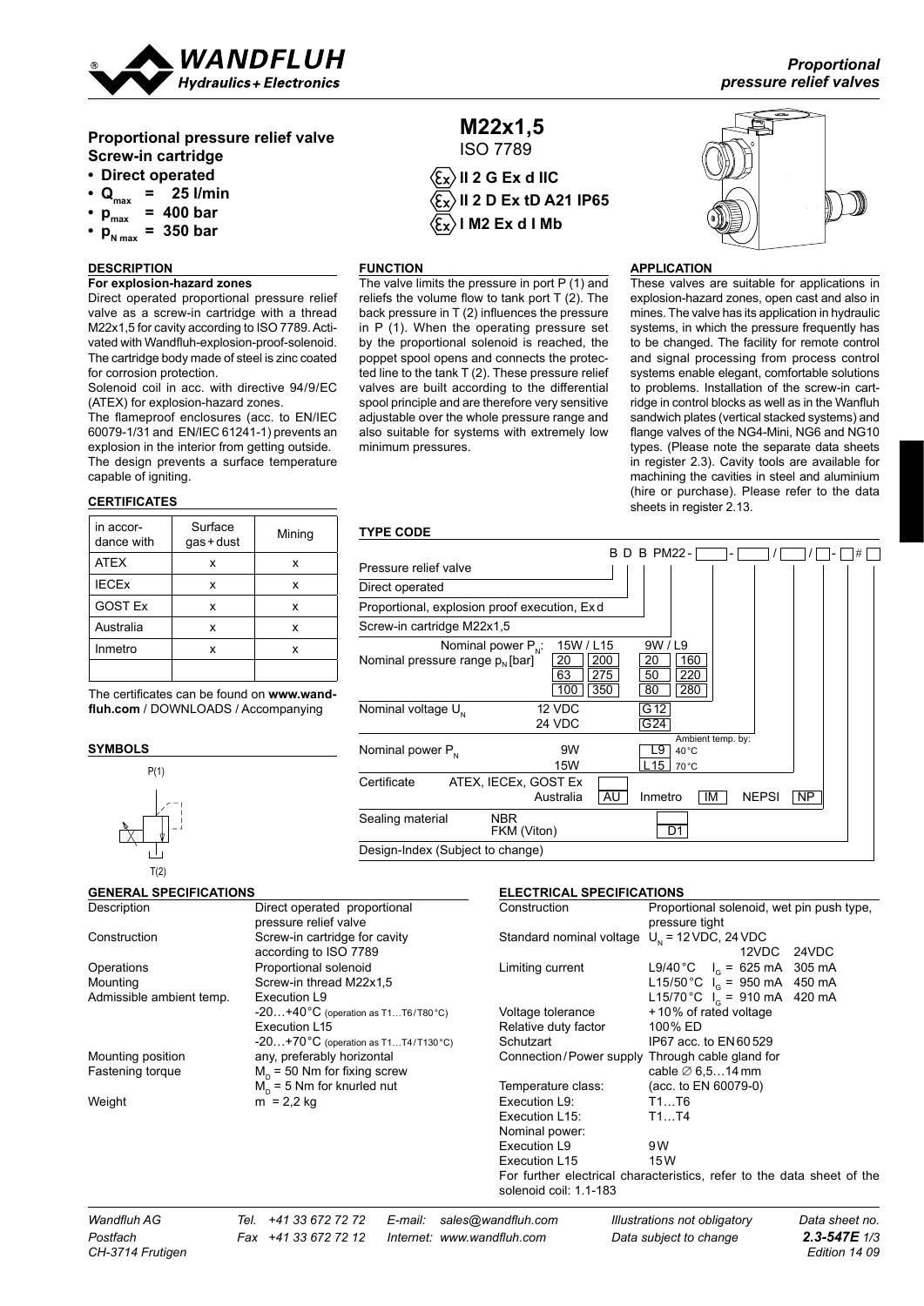# Proportional pressure relief valves

## Proportional pressure relief valve Screw-in cartridge

- **Direct operated**
- **$Q_{max}$ = 25 l/min**
- **$p_{max}$ = 400 bar**
- **$p_{N\,max}$ = 350 bar**

**M22x1,5**
ISO 7789

**II 2 G Ex d IIC**
**II 2 D Ex tD A21 IP65**
**I M2 Ex d I Mb**

### DESCRIPTION

**For explosion-hazard zones**

Direct operated proportional pressure relief valve as a screw-in cartridge with a thread M22x1,5 for cavity according to ISO 7789. Activated with Wandfluh-explosion-proof-solenoid. The cartridge body made of steel is zinc coated for corrosion protection.

Solenoid coil in acc. with directive 94/9/EC (ATEX) for explosion-hazard zones.

The flameproof enclosures (acc. to EN/IEC 60079-1/31 and EN/IEC 61241-1) prevents an explosion in the interior from getting outside.

The design prevents a surface temperature capable of igniting.

### FUNCTION

The valve limits the pressure in port P (1) and reliefs the volume flow to tank port T (2). The back pressure in T (2) influences the pressure in P (1). When the operating pressure set by the proportional solenoid is reached, the poppet spool opens and connects the protected line to the tank T (2). These pressure relief valves are built according to the differential spool principle and are therefore very sensitive adjustable over the whole pressure range and also suitable for systems with extremely low minimum pressures.

### APPLICATION

These valves are suitable for applications in explosion-hazard zones, open cast and also in mines. The valve has its application in hydraulic systems, in which the pressure frequently has to be changed. The facility for remote control and signal processing from process control systems enable elegant, comfortable solutions to problems. Installation of the screw-in cartridge in control blocks as well as in the Wanfluh sandwich plates (vertical stacked systems) and flange valves of the NG4-Mini, NG6 and NG10 types. (Please note the separate data sheets in register 2.3). Cavity tools are available for machining the cavities in steel and aluminium (hire or purchase). Please refer to the data sheets in register 2.13.

### CERTIFICATES

| in accordance with | Surface gas + dust | Mining |
|---|---|---|
| ATEX | x | x |
| IECEx | x | x |
| GOST Ex | x | x |
| Australia | x | x |
| Inmetro | x | x |
| | | |

The certificates can be found on **www.wandfluh.com** / DOWNLOADS / Accompanying

### SYMBOLS

P(1)

T(2)

### TYPE CODE

B D B PM22 - [ ] - [ ] / [ ] / [ ] - [ ] # [ ]

| | |
|---|---|
| Pressure relief valve | B |
| Direct operated | D |
| Proportional, explosion proof execution, Ex d | B |
| Screw-in cartridge M22x1,5 | PM22 |
| Nominal pressure range $p_N$ [bar] — Nominal power $P_N$: 15W / L15 | 20, 63, 100, 200, 275, 350 |
| Nominal pressure range $p_N$ [bar] — Nominal power $P_N$: 9W / L9 | 20, 50, 80, 160, 220, 280 |
| Nominal voltage $U_N$ | 12 VDC: G12; 24 VDC: G24 |
| Nominal power $P_N$ (Ambient temp. by:) | 9W: L9 (40 °C); 15W: L15 (70 °C) |
| Certificate | ATEX, IECEx, GOST Ex: (blank); Australia: AU; Inmetro: IM; NEPSI: NP |
| Sealing material | NBR: (blank); FKM (Viton): D1 |
| Design-Index (Subject to change) | # |

### GENERAL SPECIFICATIONS

| | |
|---|---|
| Description | Direct operated proportional pressure relief valve |
| Construction | Screw-in cartridge for cavity according to ISO 7789 |
| Operations | Proportional solenoid |
| Mounting | Screw-in thread M22x1,5 |
| Admissible ambient temp. | Execution L9<br>-20…+40 °C (operation as T1…T6 / T80 °C)<br>Execution L15<br>-20…+70 °C (operation as T1…T4 / T130 °C) |
| Mounting position | any, preferably horizontal |
| Fastening torque | $M_D$ = 50 Nm for fixing screw<br>$M_D$ = 5 Nm for knurled nut |
| Weight | m = 2,2 kg |

### ELECTRICAL SPECIFICATIONS

| | | | |
|---|---|---|---|
| Construction | Proportional solenoid, wet pin push type, pressure tight | | |
| Standard nominal voltage | $U_N$ = 12 VDC, 24 VDC | | |
| | | 12VDC | 24VDC |
| Limiting current | L9/40 °C $I_G$ = | 625 mA | 305 mA |
| | L15/50 °C $I_G$ = | 950 mA | 450 mA |
| | L15/70 °C $I_G$ = | 910 mA | 420 mA |
| Voltage tolerance | + 10% of rated voltage | | |
| Relative duty factor | 100% ED | | |
| Schutzart | IP67 acc. to EN 60 529 | | |
| Connection / Power supply | Through cable gland for cable ∅ 6,5…14 mm | | |
| Temperature class: | (acc. to EN 60079-0) | | |
| Execution L9: | T1…T6 | | |
| Execution L15: | T1…T4 | | |
| Nominal power: | | | |
| Execution L9 | 9 W | | |
| Execution L15 | 15 W | | |

For further electrical characteristics, refer to the data sheet of the solenoid coil: 1.1-183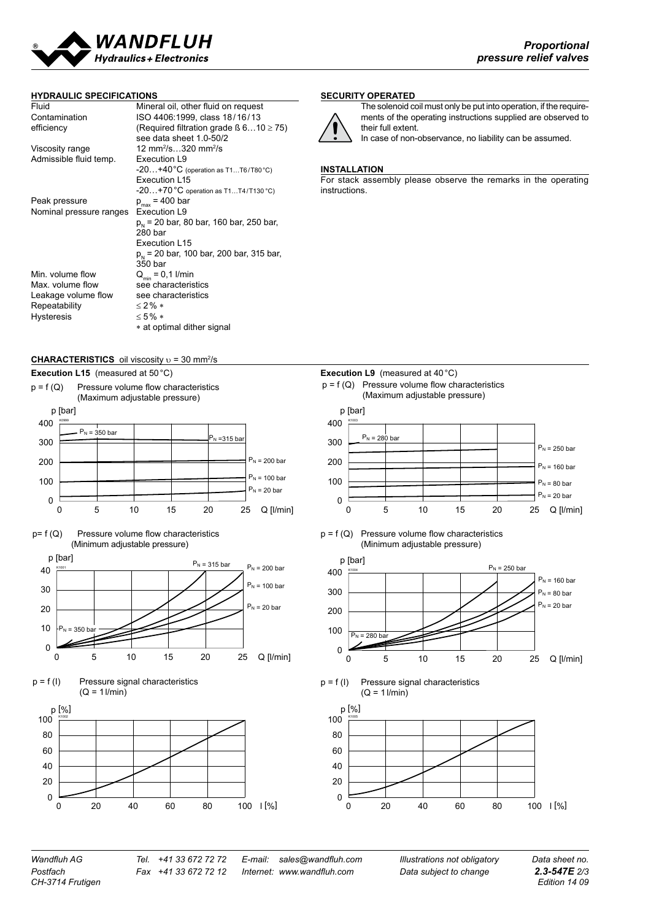## HYDRAULIC SPECIFICATIONS

| | |
|---|---|
| Fluid | Mineral oil, other fluid on request |
| Contamination efficiency | ISO 4406:1999, class 18/16/13 (Required filtration grade ß 6…10 ≥ 75) see data sheet 1.0-50/2 |
| Viscosity range | 12 mm²/s…320 mm²/s |
| Admissible fluid temp. | Execution L9 -20…+40 °C (operation as T1…T6/T80 °C) Execution L15 -20…+70 °C operation as T1…T4/T130 °C) |
| Peak pressure | $p_{max}$ = 400 bar |
| Nominal pressure ranges | Execution L9 $p_N$ = 20 bar, 80 bar, 160 bar, 250 bar, 280 bar Execution L15 $p_N$ = 20 bar, 100 bar, 200 bar, 315 bar, 350 bar |
| Min. volume flow | $Q_{min}$ = 0,1 l/min |
| Max. volume flow | see characteristics |
| Leakage volume flow | see characteristics |
| Repeatability | ≤ 2% * |
| Hysteresis | ≤ 5% * |
| | * at optimal dither signal |

## SECURITY OPERATED

The solenoid coil must only be put into operation, if the requirements of the operating instructions supplied are observed to their full extent.

In case of non-observance, no liability can be assumed.

## INSTALLATION

For stack assembly please observe the remarks in the operating instructions.

## CHARACTERISTICS oil viscosity $\upsilon$ = 30 mm²/s

### Execution L15 (measured at 50 °C)

p = f (Q) Pressure volume flow characteristics (Maximum adjustable pressure)

p= f (Q) Pressure volume flow characteristics (Minimum adjustable pressure)

p = f (I) Pressure signal characteristics (Q = 1 l/min)

### Execution L9 (measured at 40 °C)

p = f (Q) Pressure volume flow characteristics (Maximum adjustable pressure)

p = f (Q) Pressure volume flow characteristics (Minimum adjustable pressure)

p = f (I) Pressure signal characteristics (Q = 1 l/min)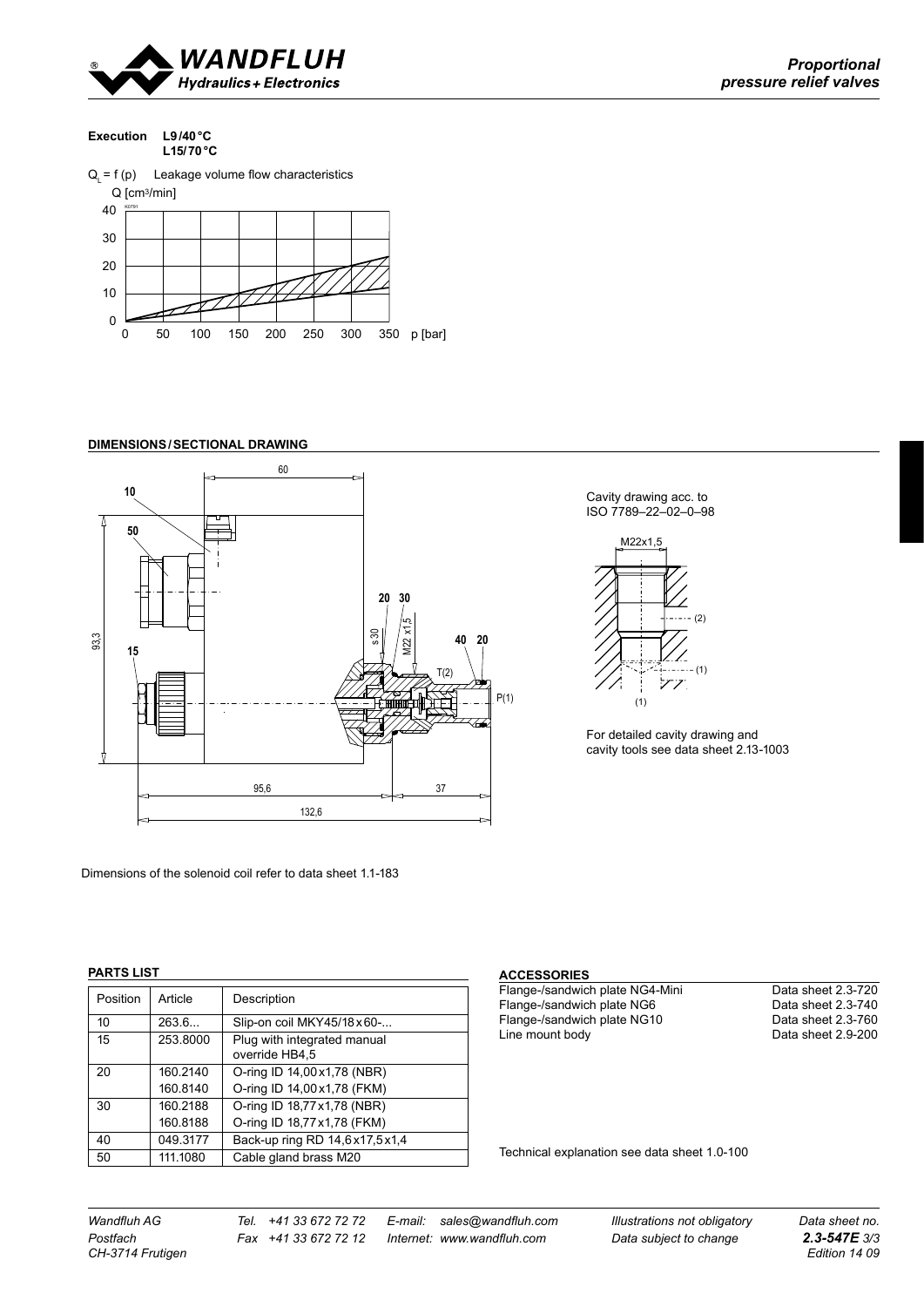**Execution L9/40 °C**
**L15/70 °C**

$Q_L = f(p)$ Leakage volume flow characteristics

Q [cm³/min]

40
30
20
10
0

0 50 100 150 200 250 300 350 p [bar]

## DIMENSIONS / SECTIONAL DRAWING

60
10
50
93,3
15
20 30
s 30
M22 x1,5
40 20
T(2)
P(1)
95,6
37
132,6

Cavity drawing acc. to ISO 7789–22–02–0–98

M22x1,5
(2)
(1)
(1)

For detailed cavity drawing and cavity tools see data sheet 2.13-1003

Dimensions of the solenoid coil refer to data sheet 1.1-183

## PARTS LIST

| Position | Article | Description |
|---|---|---|
| 10 | 263.6... | Slip-on coil MKY45/18x60-... |
| 15 | 253.8000 | Plug with integrated manual override HB4,5 |
| 20 | 160.2140<br>160.8140 | O-ring ID 14,00x1,78 (NBR)<br>O-ring ID 14,00x1,78 (FKM) |
| 30 | 160.2188<br>160.8188 | O-ring ID 18,77x1,78 (NBR)<br>O-ring ID 18,77x1,78 (FKM) |
| 40 | 049.3177 | Back-up ring RD 14,6x17,5x1,4 |
| 50 | 111.1080 | Cable gland brass M20 |

## ACCESSORIES

| | |
|---|---|
| Flange-/sandwich plate NG4-Mini | Data sheet 2.3-720 |
| Flange-/sandwich plate NG6 | Data sheet 2.3-740 |
| Flange-/sandwich plate NG10 | Data sheet 2.3-760 |
| Line mount body | Data sheet 2.9-200 |

Technical explanation see data sheet 1.0-100